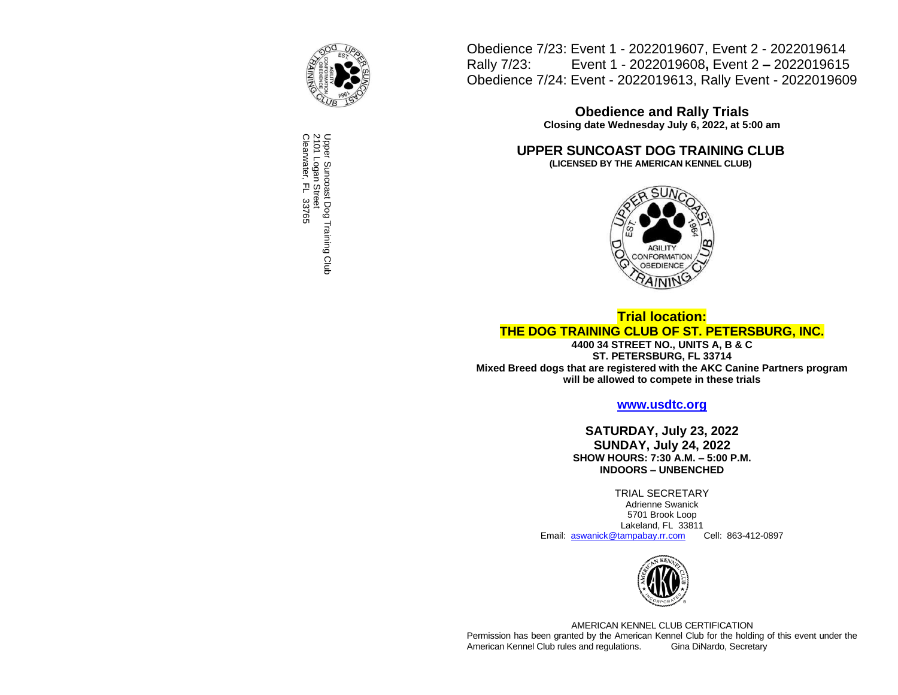Upper Suncoast Dog Training Club
2101 Logan Street
Clearwater, FL 33765

Obedience 7/23: Event 1 - 2022019607, Event 2 - 2022019614
Rally 7/23: Event 1 - 2022019608, Event 2 – 2022019615
Obedience 7/24: Event - 2022019613, Rally Event - 2022019609

## Obedience and Rally Trials

**Closing date Wednesday July 6, 2022, at 5:00 am**

# UPPER SUNCOAST DOG TRAINING CLUB

**(LICENSED BY THE AMERICAN KENNEL CLUB)**

**Trial location:**
**THE DOG TRAINING CLUB OF ST. PETERSBURG, INC.**

**4400 34 STREET NO., UNITS A, B & C**
**ST. PETERSBURG, FL 33714**
**Mixed Breed dogs that are registered with the AKC Canine Partners program will be allowed to compete in these trials**

**www.usdtc.org**

**SATURDAY, July 23, 2022**
**SUNDAY, July 24, 2022**
**SHOW HOURS: 7:30 A.M. – 5:00 P.M.**
**INDOORS – UNBENCHED**

TRIAL SECRETARY
Adrienne Swanick
5701 Brook Loop
Lakeland, FL 33811
Email: aswanick@tampabay.rr.com Cell: 863-412-0897

AMERICAN KENNEL CLUB CERTIFICATION
Permission has been granted by the American Kennel Club for the holding of this event under the American Kennel Club rules and regulations. Gina DiNardo, Secretary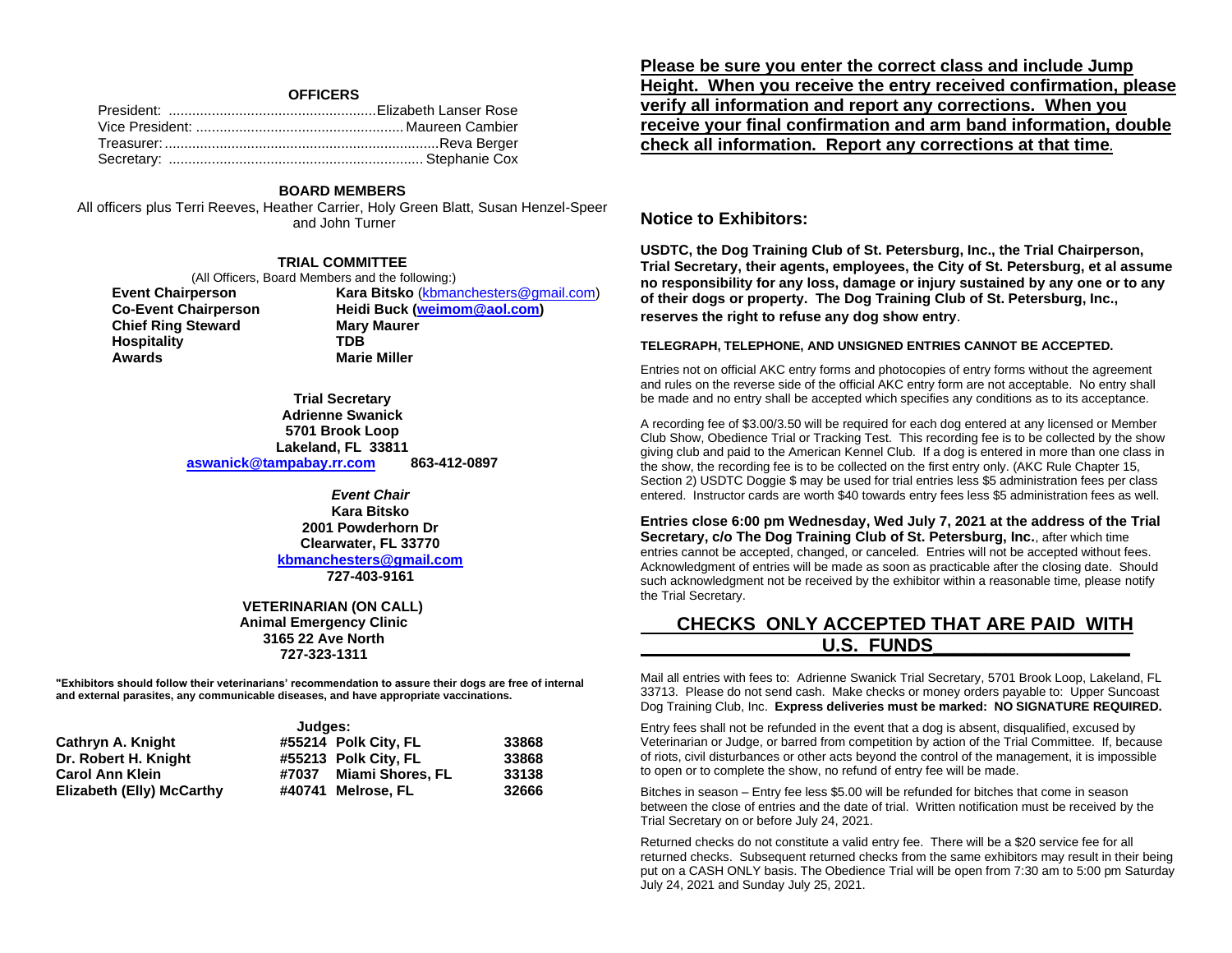## OFFICERS

President: ..................................................... Elizabeth Lanser Rose
Vice President: ..................................................... Maureen Cambier
Treasurer: ...................................................................... Reva Berger
Secretary: ................................................................. Stephanie Cox

## BOARD MEMBERS

All officers plus Terri Reeves, Heather Carrier, Holy Green Blatt, Susan Henzel-Speer and John Turner

## TRIAL COMMITTEE

(All Officers, Board Members and the following:)

| | |
|---|---|
| **Event Chairperson** | **Kara Bitsko** (kbmanchesters@gmail.com) |
| **Co-Event Chairperson** | **Heidi Buck (weimom@aol.com)** |
| **Chief Ring Steward** | **Mary Maurer** |
| **Hospitality** | **TDB** |
| **Awards** | **Marie Miller** |

**Trial Secretary**
**Adrienne Swanick**
**5701 Brook Loop**
**Lakeland, FL 33811**
**aswanick@tampabay.rr.com 863-412-0897**

***Event Chair***
**Kara Bitsko**
**2001 Powderhorn Dr**
**Clearwater, FL 33770**
**kbmanchesters@gmail.com**
**727-403-9161**

**VETERINARIAN (ON CALL)**
**Animal Emergency Clinic**
**3165 22 Ave North**
**727-323-1311**

**"Exhibitors should follow their veterinarians' recommendation to assure their dogs are free of internal and external parasites, any communicable diseases, and have appropriate vaccinations.**

**Judges:**

| | | |
|---|---|---|
| **Cathryn A. Knight** | **#55214 Polk City, FL** | **33868** |
| **Dr. Robert H. Knight** | **#55213 Polk City, FL** | **33868** |
| **Carol Ann Klein** | **#7037 Miami Shores, FL** | **33138** |
| **Elizabeth (Elly) McCarthy** | **#40741 Melrose, FL** | **32666** |

**Please be sure you enter the correct class and include Jump Height. When you receive the entry received confirmation, please verify all information and report any corrections. When you receive your final confirmation and arm band information, double check all information. Report any corrections at that time.**

## Notice to Exhibitors:

**USDTC, the Dog Training Club of St. Petersburg, Inc., the Trial Chairperson, Trial Secretary, their agents, employees, the City of St. Petersburg, et al assume no responsibility for any loss, damage or injury sustained by any one or to any of their dogs or property. The Dog Training Club of St. Petersburg, Inc., reserves the right to refuse any dog show entry.**

**TELEGRAPH, TELEPHONE, AND UNSIGNED ENTRIES CANNOT BE ACCEPTED.**

Entries not on official AKC entry forms and photocopies of entry forms without the agreement and rules on the reverse side of the official AKC entry form are not acceptable. No entry shall be made and no entry shall be accepted which specifies any conditions as to its acceptance.

A recording fee of $3.00/3.50 will be required for each dog entered at any licensed or Member Club Show, Obedience Trial or Tracking Test. This recording fee is to be collected by the show giving club and paid to the American Kennel Club. If a dog is entered in more than one class in the show, the recording fee is to be collected on the first entry only. (AKC Rule Chapter 15, Section 2) USDTC Doggie $ may be used for trial entries less $5 administration fees per class entered. Instructor cards are worth $40 towards entry fees less $5 administration fees as well.

**Entries close 6:00 pm Wednesday, Wed July 7, 2021 at the address of the Trial Secretary, c/o The Dog Training Club of St. Petersburg, Inc.**, after which time entries cannot be accepted, changed, or canceled. Entries will not be accepted without fees. Acknowledgment of entries will be made as soon as practicable after the closing date. Should such acknowledgment not be received by the exhibitor within a reasonable time, please notify the Trial Secretary.

## CHECKS ONLY ACCEPTED THAT ARE PAID WITH U.S. FUNDS

Mail all entries with fees to: Adrienne Swanick Trial Secretary, 5701 Brook Loop, Lakeland, FL 33713. Please do not send cash. Make checks or money orders payable to: Upper Suncoast Dog Training Club, Inc. **Express deliveries must be marked: NO SIGNATURE REQUIRED.**

Entry fees shall not be refunded in the event that a dog is absent, disqualified, excused by Veterinarian or Judge, or barred from competition by action of the Trial Committee. If, because of riots, civil disturbances or other acts beyond the control of the management, it is impossible to open or to complete the show, no refund of entry fee will be made.

Bitches in season – Entry fee less $5.00 will be refunded for bitches that come in season between the close of entries and the date of trial. Written notification must be received by the Trial Secretary on or before July 24, 2021.

Returned checks do not constitute a valid entry fee. There will be a $20 service fee for all returned checks. Subsequent returned checks from the same exhibitors may result in their being put on a CASH ONLY basis. The Obedience Trial will be open from 7:30 am to 5:00 pm Saturday July 24, 2021 and Sunday July 25, 2021.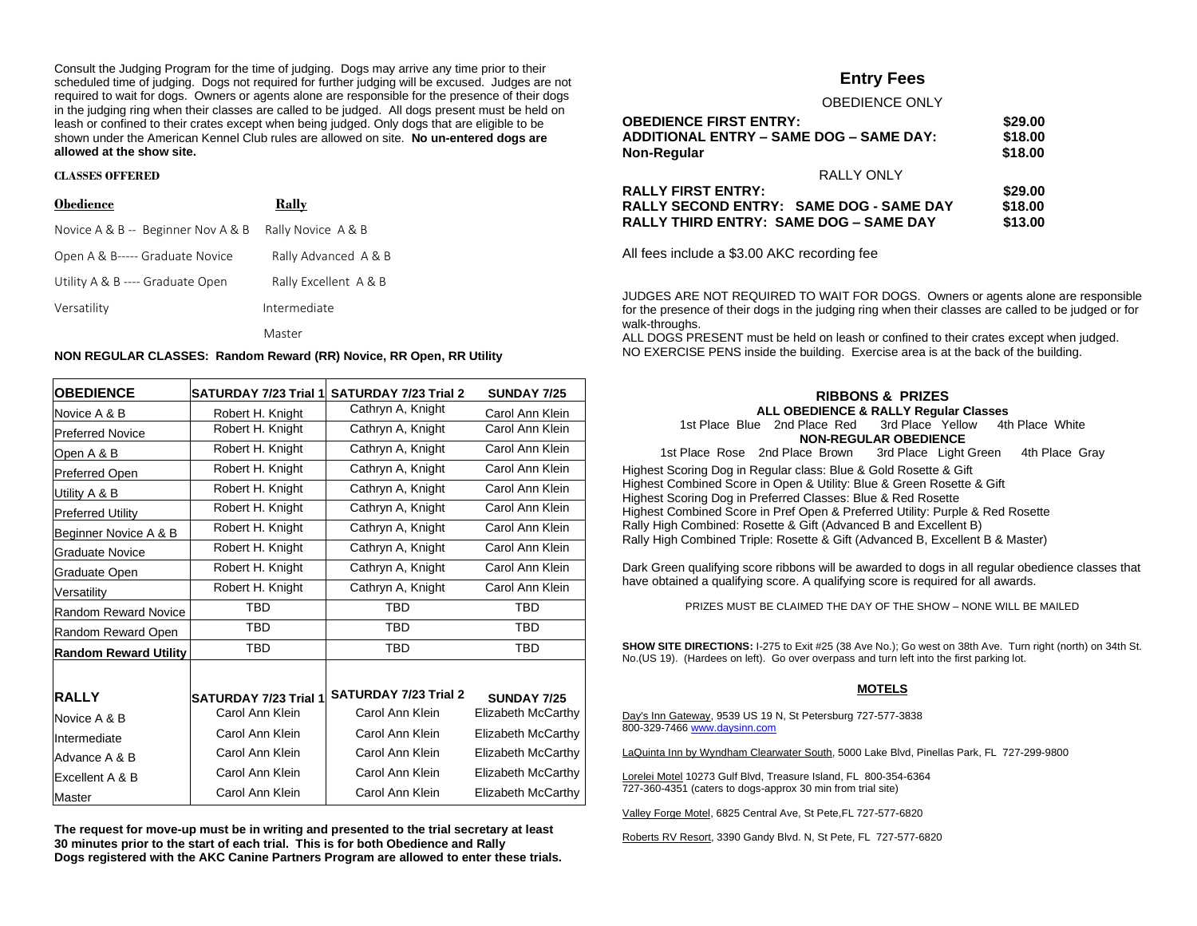Consult the Judging Program for the time of judging. Dogs may arrive any time prior to their scheduled time of judging. Dogs not required for further judging will be excused. Judges are not required to wait for dogs. Owners or agents alone are responsible for the presence of their dogs in the judging ring when their classes are called to be judged. All dogs present must be held on leash or confined to their crates except when being judged. Only dogs that are eligible to be shown under the American Kennel Club rules are allowed on site. **No un-entered dogs are allowed at the show site.**

**CLASSES OFFERED**

| **Obedience** | **Rally** |
|---|---|
| Novice A & B -- Beginner Nov A & B | Rally Novice A & B |
| Open A & B----- Graduate Novice | Rally Advanced A & B |
| Utility A & B ---- Graduate Open | Rally Excellent A & B |
| Versatility | Intermediate |
| | Master |

**NON REGULAR CLASSES: Random Reward (RR) Novice, RR Open, RR Utility**

| **OBEDIENCE** | **SATURDAY 7/23 Trial 1** | **SATURDAY 7/23 Trial 2** | **SUNDAY 7/25** |
|---|---|---|---|
| Novice A & B | Robert H. Knight | Cathryn A, Knight | Carol Ann Klein |
| Preferred Novice | Robert H. Knight | Cathryn A, Knight | Carol Ann Klein |
| Open A & B | Robert H. Knight | Cathryn A, Knight | Carol Ann Klein |
| Preferred Open | Robert H. Knight | Cathryn A, Knight | Carol Ann Klein |
| Utility A & B | Robert H. Knight | Cathryn A, Knight | Carol Ann Klein |
| Preferred Utility | Robert H. Knight | Cathryn A, Knight | Carol Ann Klein |
| Beginner Novice A & B | Robert H. Knight | Cathryn A, Knight | Carol Ann Klein |
| Graduate Novice | Robert H. Knight | Cathryn A, Knight | Carol Ann Klein |
| Graduate Open | Robert H. Knight | Cathryn A, Knight | Carol Ann Klein |
| Versatility | Robert H. Knight | Cathryn A, Knight | Carol Ann Klein |
| Random Reward Novice | TBD | TBD | TBD |
| Random Reward Open | TBD | TBD | TBD |
| **Random Reward Utility** | TBD | TBD | TBD |
| **RALLY** | **SATURDAY 7/23 Trial 1** | **SATURDAY 7/23 Trial 2** | **SUNDAY 7/25** |
| Novice A & B | Carol Ann Klein | Carol Ann Klein | Elizabeth McCarthy |
| Intermediate | Carol Ann Klein | Carol Ann Klein | Elizabeth McCarthy |
| Advance A & B | Carol Ann Klein | Carol Ann Klein | Elizabeth McCarthy |
| Excellent A & B | Carol Ann Klein | Carol Ann Klein | Elizabeth McCarthy |
| Master | Carol Ann Klein | Carol Ann Klein | Elizabeth McCarthy |

**The request for move-up must be in writing and presented to the trial secretary at least 30 minutes prior to the start of each trial. This is for both Obedience and Rally Dogs registered with the AKC Canine Partners Program are allowed to enter these trials.**

## Entry Fees

OBEDIENCE ONLY

| | |
|---|---|
| **OBEDIENCE FIRST ENTRY:** | **$29.00** |
| **ADDITIONAL ENTRY – SAME DOG – SAME DAY:** | **$18.00** |
| **Non-Regular** | **$18.00** |

RALLY ONLY

| | |
|---|---|
| **RALLY FIRST ENTRY:** | **$29.00** |
| **RALLY SECOND ENTRY: SAME DOG - SAME DAY** | **$18.00** |
| **RALLY THIRD ENTRY: SAME DOG – SAME DAY** | **$13.00** |

All fees include a $3.00 AKC recording fee

JUDGES ARE NOT REQUIRED TO WAIT FOR DOGS. Owners or agents alone are responsible for the presence of their dogs in the judging ring when their classes are called to be judged or for walk-throughs.
ALL DOGS PRESENT must be held on leash or confined to their crates except when judged.
NO EXERCISE PENS inside the building. Exercise area is at the back of the building.

### RIBBONS & PRIZES

**ALL OBEDIENCE & RALLY Regular Classes**

1st Place Blue 2nd Place Red 3rd Place Yellow 4th Place White

**NON-REGULAR OBEDIENCE**

1st Place Rose 2nd Place Brown 3rd Place Light Green 4th Place Gray

Highest Scoring Dog in Regular class: Blue & Gold Rosette & Gift
Highest Combined Score in Open & Utility: Blue & Green Rosette & Gift
Highest Scoring Dog in Preferred Classes: Blue & Red Rosette
Highest Combined Score in Pref Open & Preferred Utility: Purple & Red Rosette
Rally High Combined: Rosette & Gift (Advanced B and Excellent B)
Rally High Combined Triple: Rosette & Gift (Advanced B, Excellent B & Master)

Dark Green qualifying score ribbons will be awarded to dogs in all regular obedience classes that have obtained a qualifying score. A qualifying score is required for all awards.

PRIZES MUST BE CLAIMED THE DAY OF THE SHOW – NONE WILL BE MAILED

**SHOW SITE DIRECTIONS:** I-275 to Exit #25 (38 Ave No.); Go west on 38th Ave. Turn right (north) on 34th St. No.(US 19). (Hardees on left). Go over overpass and turn left into the first parking lot.

### MOTELS

Day's Inn Gateway, 9539 US 19 N, St Petersburg 727-577-3838
800-329-7466 www.daysinn.com

LaQuinta Inn by Wyndham Clearwater South, 5000 Lake Blvd, Pinellas Park, FL 727-299-9800

Lorelei Motel 10273 Gulf Blvd, Treasure Island, FL 800-354-6364
727-360-4351 (caters to dogs-approx 30 min from trial site)

Valley Forge Motel, 6825 Central Ave, St Pete,FL 727-577-6820

Roberts RV Resort, 3390 Gandy Blvd. N, St Pete, FL 727-577-6820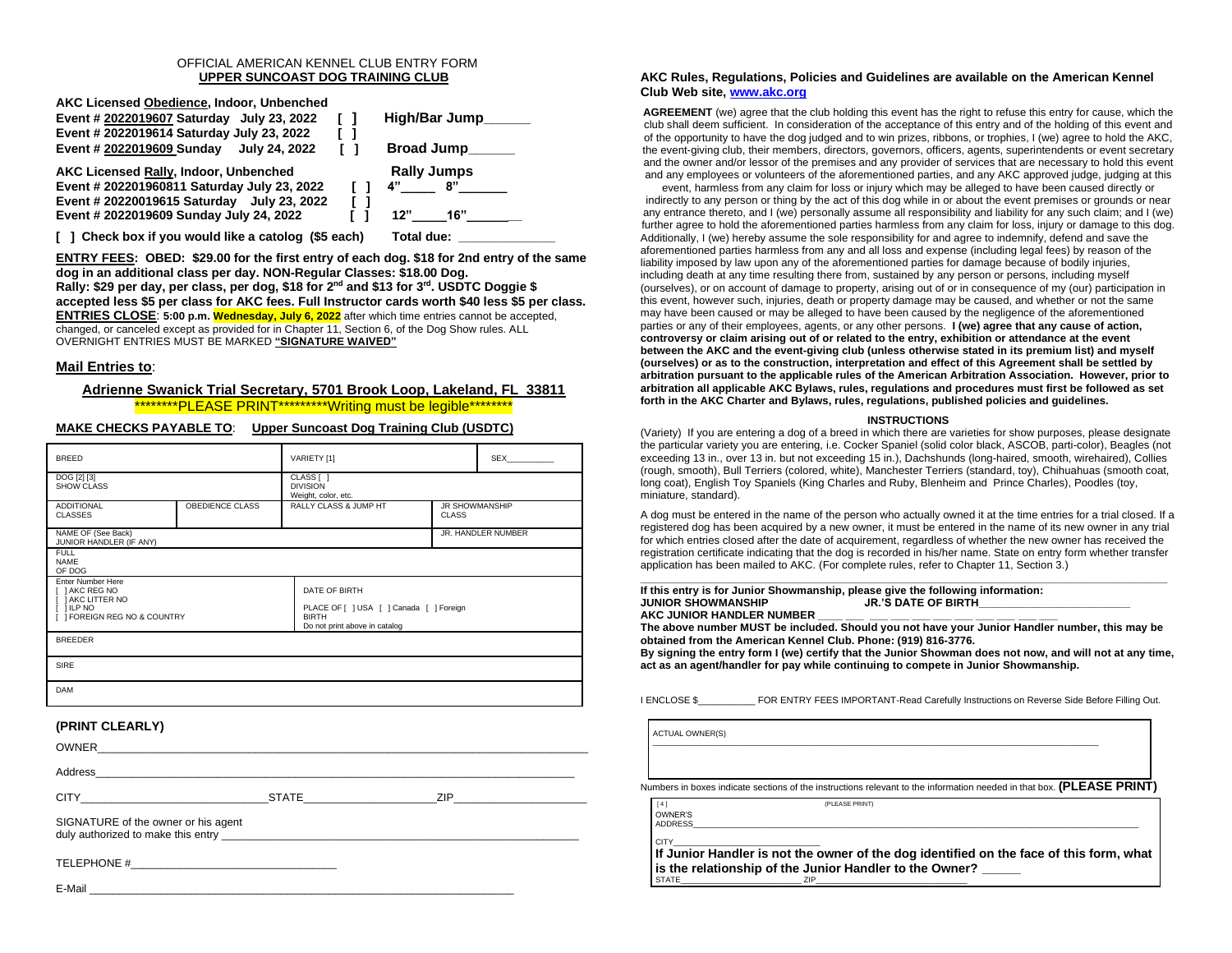OFFICIAL AMERICAN KENNEL CLUB ENTRY FORM

**UPPER SUNCOAST DOG TRAINING CLUB**

**AKC Licensed Obedience, Indoor, Unbenched**

**Event # 2022019607 Saturday July 23, 2022 [ ]** **High/Bar Jump______**

**Event # 2022019614 Saturday July 23, 2022 [ ]**

**Event # 2022019609 Sunday July 24, 2022 [ ]** **Broad Jump______**

**AKC Licensed Rally, Indoor, Unbenched** **Rally Jumps**

**Event # 202201960811 Saturday July 23, 2022 [ ]** **4"_____ 8"______**

**Event # 20220019615 Saturday July 23, 2022 [ ]**

**Event # 2022019609 Sunday July 24, 2022 [ ]** **12"_____16"______**

**[ ] Check box if you would like a catalog ($5 each)** **Total due: _____________**

**ENTRY FEES: OBED: $29.00 for the first entry of each dog. $18 for 2nd entry of the same dog in an additional class per day. NON-Regular Classes: $18.00 Dog. Rally: $29 per day, per class, per dog, $18 for 2nd and $13 for 3rd. USDTC Doggie $ accepted less $5 per class for AKC fees. Full Instructor cards worth $40 less $5 per class.**

**ENTRIES CLOSE**: **5:00 p.m. Wednesday, July 6, 2022** after which time entries cannot be accepted, changed, or canceled except as provided for in Chapter 11, Section 6, of the Dog Show rules. ALL OVERNIGHT ENTRIES MUST BE MARKED **"SIGNATURE WAIVED"**

## Mail Entries to:

**Adrienne Swanick Trial Secretary, 5701 Brook Loop, Lakeland, FL 33811**

\*\*\*\*\*\*\*\*PLEASE PRINT\*\*\*\*\*\*\*\*\*Writing must be legible\*\*\*\*\*\*\*\*

**MAKE CHECKS PAYABLE TO**: **Upper Suncoast Dog Training Club (USDTC)**

| BREED | | VARIETY [1] | | SEX__________ |
|---|---|---|---|---|
| DOG [2] [3] SHOW CLASS | | CLASS [ ] DIVISION Weight, color, etc. | | |
| ADDITIONAL CLASSES | OBEDIENCE CLASS | RALLY CLASS & JUMP HT | JR SHOWMANSHIP CLASS | |
| NAME OF (See Back) JUNIOR HANDLER (IF ANY) | | | JR. HANDLER NUMBER | |
| FULL NAME OF DOG | | | | |
| Enter Number Here [ ] AKC REG NO [ ] AKC LITTER NO [ ] ILP NO [ ] FOREIGN REG NO & COUNTRY | | DATE OF BIRTH PLACE OF [ ] USA [ ] Canada [ ] Foreign BIRTH Do not print above in catalog | | |
| BREEDER | | | | |
| SIRE | | | | |
| DAM | | | | |

### (PRINT CLEARLY)

OWNER_______________________________________________

Address_______________________________________________

CITY__________________________STATE____________________ZIP____________________

SIGNATURE of the owner or his agent duly authorized to make this entry _______________________________________

TELEPHONE #________________________________

E-Mail _______________________________________________

**AKC Rules, Regulations, Policies and Guidelines are available on the American Kennel Club Web site, www.akc.org**

**AGREEMENT** (we) agree that the club holding this event has the right to refuse this entry for cause, which the club shall deem sufficient. In consideration of the acceptance of this entry and of the holding of this event and of the opportunity to have the dog judged and to win prizes, ribbons, or trophies, I (we) agree to hold the AKC, the event-giving club, their members, directors, governors, officers, agents, superintendents or event secretary and the owner and/or lessor of the premises and any provider of services that are necessary to hold this event and any employees or volunteers of the aforementioned parties, and any AKC approved judge, judging at this event, harmless from any claim for loss or injury which may be alleged to have been caused directly or indirectly to any person or thing by the act of this dog while in or about the event premises or grounds or near any entrance thereto, and I (we) personally assume all responsibility and liability for any such claim; and I (we) further agree to hold the aforementioned parties harmless from any claim for loss, injury or damage to this dog. Additionally, I (we) hereby assume the sole responsibility for and agree to indemnify, defend and save the aforementioned parties harmless from any and all loss and expense (including legal fees) by reason of the liability imposed by law upon any of the aforementioned parties for damage because of bodily injuries, including death at any time resulting there from, sustained by any person or persons, including myself (ourselves), or on account of damage to property, arising out of or in consequence of my (our) participation in this event, however such, injuries, death or property damage may be caused, and whether or not the same may have been caused or may be alleged to have been caused by the negligence of the aforementioned parties or any of their employees, agents, or any other persons. **I (we) agree that any cause of action, controversy or claim arising out of or related to the entry, exhibition or attendance at the event between the AKC and the event-giving club (unless otherwise stated in its premium list) and myself (ourselves) or as to the construction, interpretation and effect of this Agreement shall be settled by arbitration pursuant to the applicable rules of the American Arbitration Association. However, prior to arbitration all applicable AKC Bylaws, rules, regulations and procedures must first be followed as set forth in the AKC Charter and Bylaws, rules, regulations, published policies and guidelines.**

### INSTRUCTIONS

(Variety) If you are entering a dog of a breed in which there are varieties for show purposes, please designate the particular variety you are entering, i.e. Cocker Spaniel (solid color black, ASCOB, parti-color), Beagles (not exceeding 13 in., over 13 in. but not exceeding 15 in.), Dachshunds (long-haired, smooth, wirehaired), Collies (rough, smooth), Bull Terriers (colored, white), Manchester Terriers (standard, toy), Chihuahuas (smooth coat, long coat), English Toy Spaniels (King Charles and Ruby, Blenheim and Prince Charles), Poodles (toy, miniature, standard).

A dog must be entered in the name of the person who actually owned it at the time entries for a trial closed. If a registered dog has been acquired by a new owner, it must be entered in the name of its new owner in any trial for which entries closed after the date of acquirement, regardless of whether the new owner has received the registration certificate indicating that the dog is recorded in his/her name. State on entry form whether transfer application has been mailed to AKC. (For complete rules, refer to Chapter 11, Section 3.)

**If this entry is for Junior Showmanship, please give the following information:**

**JUNIOR SHOWMANSHIP** **JR.'S DATE OF BIRTH________________________**

**AKC JUNIOR HANDLER NUMBER ___ ___ ___ ___ ___ ___ ___ ___ ___ ___ ___**

**The above number MUST be included. Should you not have your Junior Handler number, this may be obtained from the American Kennel Club. Phone: (919) 816-3776.**

**By signing the entry form I (we) certify that the Junior Showman does not now, and will not at any time, act as an agent/handler for pay while continuing to compete in Junior Showmanship.**

I ENCLOSE $__________ FOR ENTRY FEES IMPORTANT-Read Carefully Instructions on Reverse Side Before Filling Out.

ACTUAL OWNER(S) ______________________________________________

Numbers in boxes indicate sections of the instructions relevant to the information needed in that box. **(PLEASE PRINT)**

[4] (PLEASE PRINT)

OWNER'S ADDRESS______________________________________________

CITY__________________________

**If Junior Handler is not the owner of the dog identified on the face of this form, what is the relationship of the Junior Handler to the Owner? _____**

STATE______________________ ZIP____________________________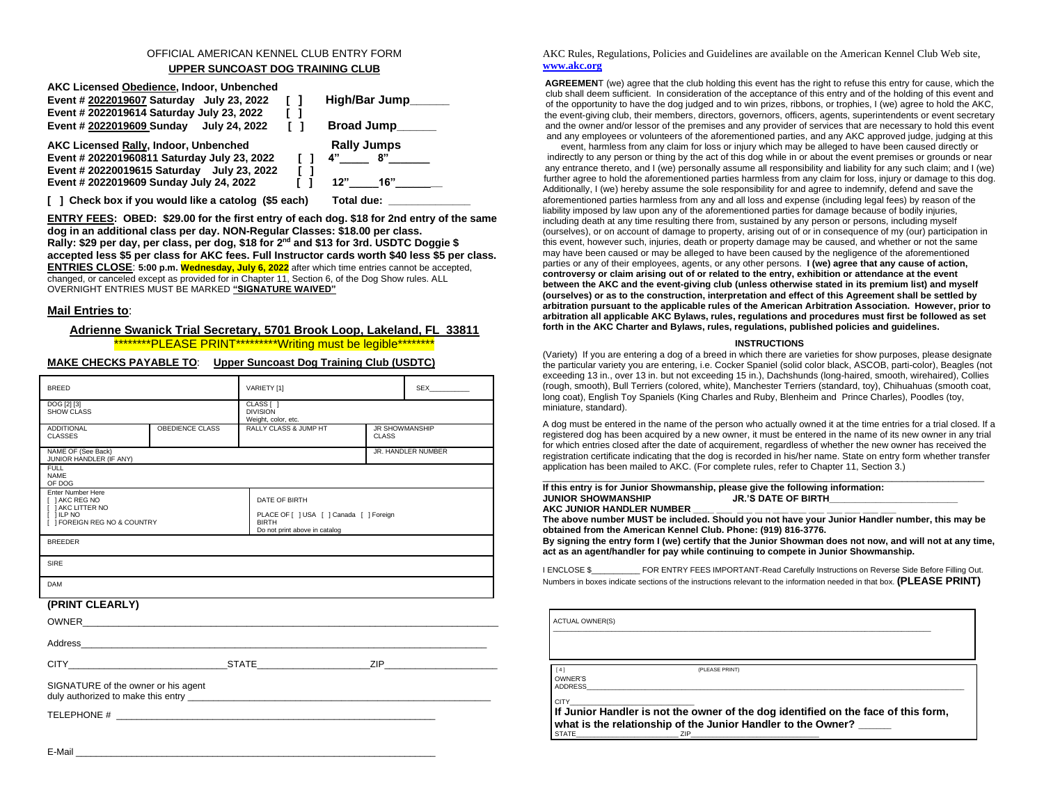OFFICIAL AMERICAN KENNEL CLUB ENTRY FORM

## UPPER SUNCOAST DOG TRAINING CLUB

**AKC Licensed Obedience, Indoor, Unbenched**
**Event # 2022019607 Saturday July 23, 2022 [ ]** **High/Bar Jump______**
**Event # 2022019614 Saturday July 23, 2022 [ ]**
**Event # 2022019609 Sunday July 24, 2022 [ ]** **Broad Jump______**

**AKC Licensed Rally, Indoor, Unbenched** **Rally Jumps**
**Event # 202201960811 Saturday July 23, 2022 [ ]** **4"_____ 8"_______**
**Event # 20220019615 Saturday July 23, 2022 [ ]**
**Event # 2022019609 Sunday July 24, 2022 [ ]** **12"_____16"_______**

**[ ] Check box if you would like a catalog ($5 each)** **Total due: ______________**

**ENTRY FEES: OBED: $29.00 for the first entry of each dog. $18 for 2nd entry of the same dog in an additional class per day. NON-Regular Classes: $18.00 per class. Rally: $29 per day, per class, per dog, $18 for 2nd and $13 for 3rd. USDTC Doggie $ accepted less $5 per class for AKC fees. Full Instructor cards worth $40 less $5 per class.**
**ENTRIES CLOSE: 5:00 p.m. Wednesday, July 6, 2022** after which time entries cannot be accepted, changed, or canceled except as provided for in Chapter 11, Section 6, of the Dog Show rules. ALL OVERNIGHT ENTRIES MUST BE MARKED **"SIGNATURE WAIVED"**

**Mail Entries to**:

**Adrienne Swanick Trial Secretary, 5701 Brook Loop, Lakeland, FL 33811**
********PLEASE PRINT*********Writing must be legible********

**MAKE CHECKS PAYABLE TO**: **Upper Suncoast Dog Training Club (USDTC)**

| | | | | |
|---|---|---|---|---|
| BREED | | VARIETY [1] | | SEX__________ |
| DOG [2] [3] SHOW CLASS | | CLASS [ ] DIVISION Weight, color, etc. | | |
| ADDITIONAL CLASSES | OBEDIENCE CLASS | RALLY CLASS & JUMP HT | JR SHOWMANSHIP CLASS | |
| NAME OF (See Back) JUNIOR HANDLER (IF ANY) | | | JR. HANDLER NUMBER | |
| FULL NAME OF DOG | | | | |
| Enter Number Here [ ] AKC REG NO [ ] AKC LITTER NO [ ] ILP NO [ ] FOREIGN REG NO & COUNTRY | | DATE OF BIRTH PLACE OF [ ] USA [ ] Canada [ ] Foreign BIRTH Do not print above in catalog | | |
| BREEDER | | | | |
| SIRE | | | | |
| DAM | | | | |

**(PRINT CLEARLY)**

OWNER________________________________________________________________________________

Address______________________________________________________________________________

CITY______________________________STATE_____________________ZIP_____________________

SIGNATURE of the owner or his agent
duly authorized to make this entry ___________________________________________________________

TELEPHONE # ______________________________________________________________

E-Mail ______________________________________________________________________

AKC Rules, Regulations, Policies and Guidelines are available on the American Kennel Club Web site, **www.akc.org**

**AGREEMENT** (we) agree that the club holding this event has the right to refuse this entry for cause, which the club shall deem sufficient. In consideration of the acceptance of this entry and of the holding of this event and of the opportunity to have the dog judged and to win prizes, ribbons, or trophies, I (we) agree to hold the AKC, the event-giving club, their members, directors, governors, officers, agents, superintendents or event secretary and the owner and/or lessor of the premises and any provider of services that are necessary to hold this event and any employees or volunteers of the aforementioned parties, and any AKC approved judge, judging at this event, harmless from any claim for loss or injury which may be alleged to have been caused directly or indirectly to any person or thing by the act of this dog while in or about the event premises or grounds or near any entrance thereto, and I (we) personally assume all responsibility and liability for any such claim; and I (we) further agree to hold the aforementioned parties harmless from any claim for loss, injury or damage to this dog. Additionally, I (we) hereby assume the sole responsibility for and agree to indemnify, defend and save the aforementioned parties harmless from any and all loss and expense (including legal fees) by reason of the liability imposed by law upon any of the aforementioned parties for damage because of bodily injuries, including death at any time resulting there from, sustained by any person or persons, including myself (ourselves), or on account of damage to property, arising out of or in consequence of my (our) participation in this event, however such, injuries, death or property damage may be caused, and whether or not the same may have been caused or may be alleged to have been caused by the negligence of the aforementioned parties or any of their employees, agents, or any other persons. **I (we) agree that any cause of action, controversy or claim arising out of or related to the entry, exhibition or attendance at the event between the AKC and the event-giving club (unless otherwise stated in its premium list) and myself (ourselves) or as to the construction, interpretation and effect of this Agreement shall be settled by arbitration pursuant to the applicable rules of the American Arbitration Association. However, prior to arbitration all applicable AKC Bylaws, rules, regulations and procedures must first be followed as set forth in the AKC Charter and Bylaws, rules, regulations, published policies and guidelines.**

### INSTRUCTIONS

(Variety) If you are entering a dog of a breed in which there are varieties for show purposes, please designate the particular variety you are entering, i.e. Cocker Spaniel (solid color black, ASCOB, parti-color), Beagles (not exceeding 13 in., over 13 in. but not exceeding 15 in.), Dachshunds (long-haired, smooth, wirehaired), Collies (rough, smooth), Bull Terriers (colored, white), Manchester Terriers (standard, toy), Chihuahuas (smooth coat, long coat), English Toy Spaniels (King Charles and Ruby, Blenheim and Prince Charles), Poodles (toy, miniature, standard).

A dog must be entered in the name of the person who actually owned it at the time entries for a trial closed. If a registered dog has been acquired by a new owner, it must be entered in the name of its new owner in any trial for which entries closed after the date of acquirement, regardless of whether the new owner has received the registration certificate indicating that the dog is recorded in his/her name. State on entry form whether transfer application has been mailed to AKC. (For complete rules, refer to Chapter 11, Section 3.)

**If this entry is for Junior Showmanship, please give the following information:**
**JUNIOR SHOWMANSHIP** **JR.'S DATE OF BIRTH________________________**
**AKC JUNIOR HANDLER NUMBER ____ ___ ___ ___ ___ ___ ___ ___ ___ ___ ___**
**The above number MUST be included. Should you not have your Junior Handler number, this may be obtained from the American Kennel Club. Phone: (919) 816-3776.**
**By signing the entry form I (we) certify that the Junior Showman does not now, and will not at any time, act as an agent/handler for pay while continuing to compete in Junior Showmanship.**

I ENCLOSE $__________ FOR ENTRY FEES IMPORTANT-Read Carefully Instructions on Reverse Side Before Filling Out. Numbers in boxes indicate sections of the instructions relevant to the information needed in that box. **(PLEASE PRINT)**

ACTUAL OWNER(S)
________________________________________________________________________________

[4] (PLEASE PRINT)
OWNER'S ADDRESS______________________________________________________________________

CITY__________________________

**If Junior Handler is not the owner of the dog identified on the face of this form, what is the relationship of the Junior Handler to the Owner? _____**

STATE______________________ ZIP__________________________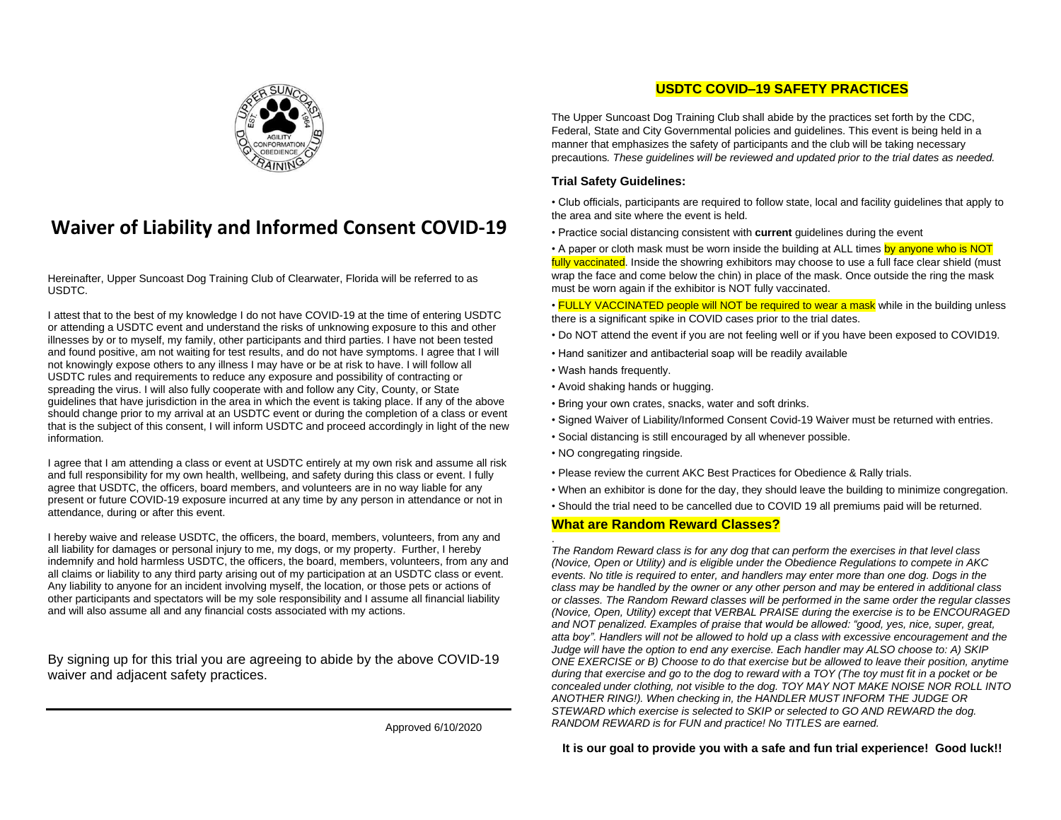# Waiver of Liability and Informed Consent COVID-19

Hereinafter, Upper Suncoast Dog Training Club of Clearwater, Florida will be referred to as USDTC.

I attest that to the best of my knowledge I do not have COVID-19 at the time of entering USDTC or attending a USDTC event and understand the risks of unknowing exposure to this and other illnesses by or to myself, my family, other participants and third parties. I have not been tested and found positive, am not waiting for test results, and do not have symptoms. I agree that I will not knowingly expose others to any illness I may have or be at risk to have. I will follow all USDTC rules and requirements to reduce any exposure and possibility of contracting or spreading the virus. I will also fully cooperate with and follow any City, County, or State guidelines that have jurisdiction in the area in which the event is taking place. If any of the above should change prior to my arrival at an USDTC event or during the completion of a class or event that is the subject of this consent, I will inform USDTC and proceed accordingly in light of the new information.

I agree that I am attending a class or event at USDTC entirely at my own risk and assume all risk and full responsibility for my own health, wellbeing, and safety during this class or event. I fully agree that USDTC, the officers, board members, and volunteers are in no way liable for any present or future COVID-19 exposure incurred at any time by any person in attendance or not in attendance, during or after this event.

I hereby waive and release USDTC, the officers, the board, members, volunteers, from any and all liability for damages or personal injury to me, my dogs, or my property. Further, I hereby indemnify and hold harmless USDTC, the officers, the board, members, volunteers, from any and all claims or liability to any third party arising out of my participation at an USDTC class or event. Any liability to anyone for an incident involving myself, the location, or those pets or actions of other participants and spectators will be my sole responsibility and I assume all financial liability and will also assume all and any financial costs associated with my actions.

By signing up for this trial you are agreeing to abide by the above COVID-19 waiver and adjacent safety practices.

Approved 6/10/2020

## USDTC COVID–19 SAFETY PRACTICES

The Upper Suncoast Dog Training Club shall abide by the practices set forth by the CDC, Federal, State and City Governmental policies and guidelines. This event is being held in a manner that emphasizes the safety of participants and the club will be taking necessary precautions*. These guidelines will be reviewed and updated prior to the trial dates as needed.*

### Trial Safety Guidelines:

- Club officials, participants are required to follow state, local and facility guidelines that apply to the area and site where the event is held.
- Practice social distancing consistent with **current** guidelines during the event
- A paper or cloth mask must be worn inside the building at ALL times by anyone who is NOT fully vaccinated. Inside the showring exhibitors may choose to use a full face clear shield (must wrap the face and come below the chin) in place of the mask. Once outside the ring the mask must be worn again if the exhibitor is NOT fully vaccinated.
- FULLY VACCINATED people will NOT be required to wear a mask while in the building unless there is a significant spike in COVID cases prior to the trial dates.
- Do NOT attend the event if you are not feeling well or if you have been exposed to COVID19.
- Hand sanitizer and antibacterial soap will be readily available
- Wash hands frequently.
- Avoid shaking hands or hugging.
- Bring your own crates, snacks, water and soft drinks.
- Signed Waiver of Liability/Informed Consent Covid-19 Waiver must be returned with entries.
- Social distancing is still encouraged by all whenever possible.
- NO congregating ringside.
- Please review the current AKC Best Practices for Obedience & Rally trials.
- When an exhibitor is done for the day, they should leave the building to minimize congregation.
- Should the trial need to be cancelled due to COVID 19 all premiums paid will be returned.

## What are Random Reward Classes?

*The Random Reward class is for any dog that can perform the exercises in that level class (Novice, Open or Utility) and is eligible under the Obedience Regulations to compete in AKC events. No title is required to enter, and handlers may enter more than one dog. Dogs in the class may be handled by the owner or any other person and may be entered in additional class or classes. The Random Reward classes will be performed in the same order the regular classes (Novice, Open, Utility) except that VERBAL PRAISE during the exercise is to be ENCOURAGED and NOT penalized. Examples of praise that would be allowed: "good, yes, nice, super, great, atta boy". Handlers will not be allowed to hold up a class with excessive encouragement and the Judge will have the option to end any exercise. Each handler may ALSO choose to: A) SKIP ONE EXERCISE or B) Choose to do that exercise but be allowed to leave their position, anytime during that exercise and go to the dog to reward with a TOY (The toy must fit in a pocket or be concealed under clothing, not visible to the dog. TOY MAY NOT MAKE NOISE NOR ROLL INTO ANOTHER RING!). When checking in, the HANDLER MUST INFORM THE JUDGE OR STEWARD which exercise is selected to SKIP or selected to GO AND REWARD the dog. RANDOM REWARD is for FUN and practice! No TITLES are earned.*

**It is our goal to provide you with a safe and fun trial experience! Good luck!!**